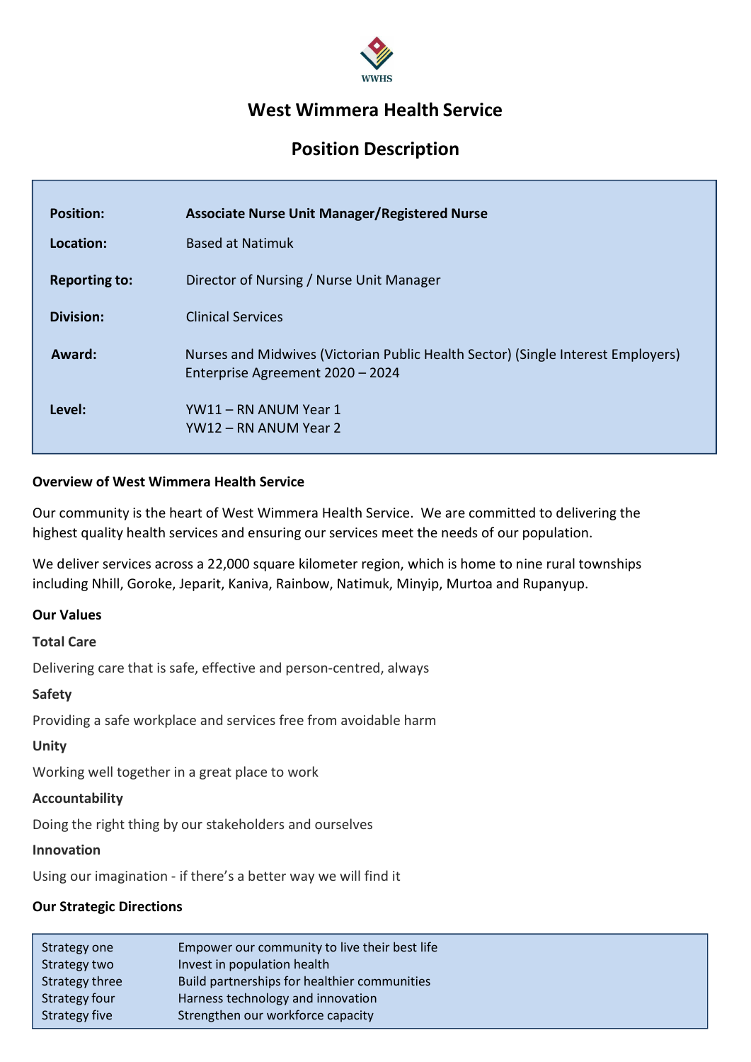WWHS

# West Wimmera Health Service

## Position Description

| | |
|---|---|
| **Position:** | **Associate Nurse Unit Manager/Registered Nurse** |
| **Location:** | Based at Natimuk |
| **Reporting to:** | Director of Nursing / Nurse Unit Manager |
| **Division:** | Clinical Services |
| **Award:** | Nurses and Midwives (Victorian Public Health Sector) (Single Interest Employers) Enterprise Agreement 2020 – 2024 |
| **Level:** | YW11 – RN ANUM Year 1<br>YW12 – RN ANUM Year 2 |

**Overview of West Wimmera Health Service**

Our community is the heart of West Wimmera Health Service. We are committed to delivering the highest quality health services and ensuring our services meet the needs of our population.

We deliver services across a 22,000 square kilometer region, which is home to nine rural townships including Nhill, Goroke, Jeparit, Kaniva, Rainbow, Natimuk, Minyip, Murtoa and Rupanyup.

**Our Values**

**Total Care**

Delivering care that is safe, effective and person-centred, always

**Safety**

Providing a safe workplace and services free from avoidable harm

**Unity**

Working well together in a great place to work

**Accountability**

Doing the right thing by our stakeholders and ourselves

**Innovation**

Using our imagination - if there's a better way we will find it

**Our Strategic Directions**

| | |
|---|---|
| Strategy one | Empower our community to live their best life |
| Strategy two | Invest in population health |
| Strategy three | Build partnerships for healthier communities |
| Strategy four | Harness technology and innovation |
| Strategy five | Strengthen our workforce capacity |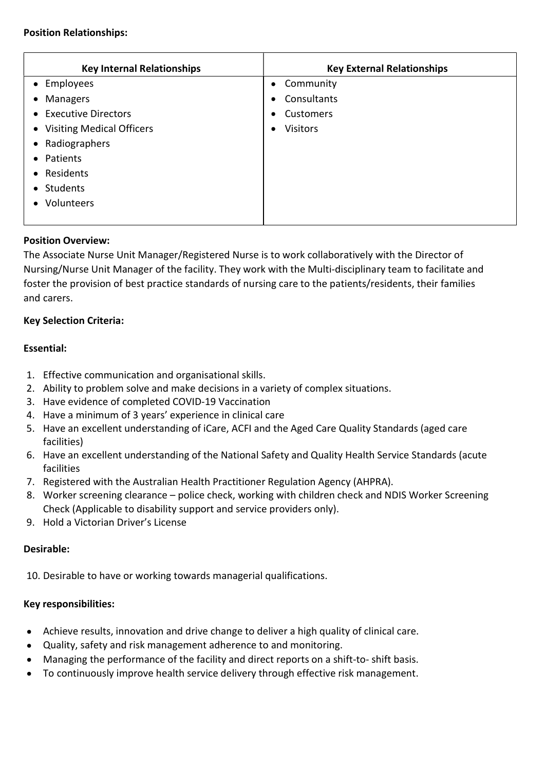**Position Relationships:**

| Key Internal Relationships | Key External Relationships |
|---|---|
| • Employees<br>• Managers<br>• Executive Directors<br>• Visiting Medical Officers<br>• Radiographers<br>• Patients<br>• Residents<br>• Students<br>• Volunteers | • Community<br>• Consultants<br>• Customers<br>• Visitors |

**Position Overview:**

The Associate Nurse Unit Manager/Registered Nurse is to work collaboratively with the Director of Nursing/Nurse Unit Manager of the facility. They work with the Multi-disciplinary team to facilitate and foster the provision of best practice standards of nursing care to the patients/residents, their families and carers.

**Key Selection Criteria:**

**Essential:**

1. Effective communication and organisational skills.
2. Ability to problem solve and make decisions in a variety of complex situations.
3. Have evidence of completed COVID-19 Vaccination
4. Have a minimum of 3 years' experience in clinical care
5. Have an excellent understanding of iCare, ACFI and the Aged Care Quality Standards (aged care facilities)
6. Have an excellent understanding of the National Safety and Quality Health Service Standards (acute facilities
7. Registered with the Australian Health Practitioner Regulation Agency (AHPRA).
8. Worker screening clearance – police check, working with children check and NDIS Worker Screening Check (Applicable to disability support and service providers only).
9. Hold a Victorian Driver's License

**Desirable:**

10. Desirable to have or working towards managerial qualifications.

**Key responsibilities:**

- Achieve results, innovation and drive change to deliver a high quality of clinical care.
- Quality, safety and risk management adherence to and monitoring.
- Managing the performance of the facility and direct reports on a shift-to- shift basis.
- To continuously improve health service delivery through effective risk management.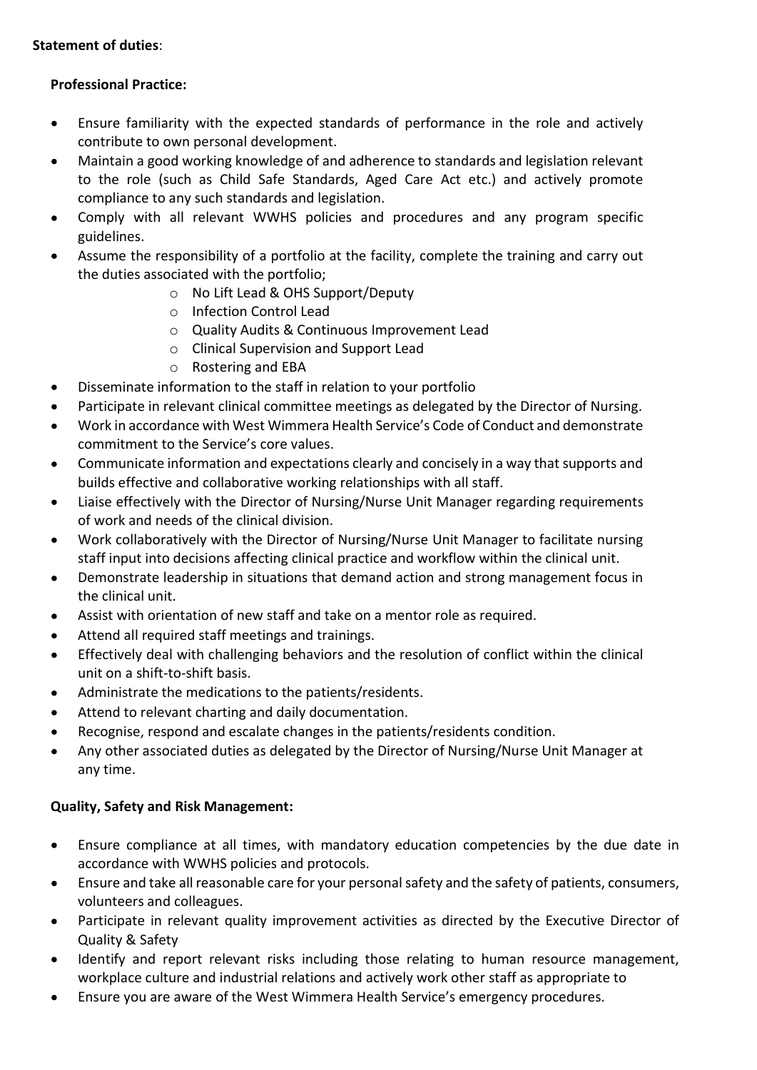**Statement of duties**:

**Professional Practice:**

- Ensure familiarity with the expected standards of performance in the role and actively contribute to own personal development.
- Maintain a good working knowledge of and adherence to standards and legislation relevant to the role (such as Child Safe Standards, Aged Care Act etc.) and actively promote compliance to any such standards and legislation.
- Comply with all relevant WWHS policies and procedures and any program specific guidelines.
- Assume the responsibility of a portfolio at the facility, complete the training and carry out the duties associated with the portfolio;
  - No Lift Lead & OHS Support/Deputy
  - Infection Control Lead
  - Quality Audits & Continuous Improvement Lead
  - Clinical Supervision and Support Lead
  - Rostering and EBA
- Disseminate information to the staff in relation to your portfolio
- Participate in relevant clinical committee meetings as delegated by the Director of Nursing.
- Work in accordance with West Wimmera Health Service's Code of Conduct and demonstrate commitment to the Service's core values.
- Communicate information and expectations clearly and concisely in a way that supports and builds effective and collaborative working relationships with all staff.
- Liaise effectively with the Director of Nursing/Nurse Unit Manager regarding requirements of work and needs of the clinical division.
- Work collaboratively with the Director of Nursing/Nurse Unit Manager to facilitate nursing staff input into decisions affecting clinical practice and workflow within the clinical unit.
- Demonstrate leadership in situations that demand action and strong management focus in the clinical unit.
- Assist with orientation of new staff and take on a mentor role as required.
- Attend all required staff meetings and trainings.
- Effectively deal with challenging behaviors and the resolution of conflict within the clinical unit on a shift-to-shift basis.
- Administrate the medications to the patients/residents.
- Attend to relevant charting and daily documentation.
- Recognise, respond and escalate changes in the patients/residents condition.
- Any other associated duties as delegated by the Director of Nursing/Nurse Unit Manager at any time.

**Quality, Safety and Risk Management:**

- Ensure compliance at all times, with mandatory education competencies by the due date in accordance with WWHS policies and protocols.
- Ensure and take all reasonable care for your personal safety and the safety of patients, consumers, volunteers and colleagues.
- Participate in relevant quality improvement activities as directed by the Executive Director of Quality & Safety
- Identify and report relevant risks including those relating to human resource management, workplace culture and industrial relations and actively work other staff as appropriate to
- Ensure you are aware of the West Wimmera Health Service's emergency procedures.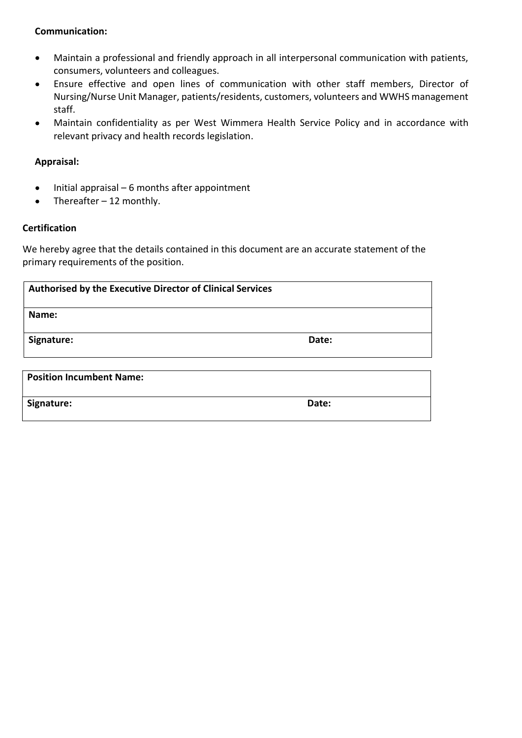**Communication:**

- Maintain a professional and friendly approach in all interpersonal communication with patients, consumers, volunteers and colleagues.
- Ensure effective and open lines of communication with other staff members, Director of Nursing/Nurse Unit Manager, patients/residents, customers, volunteers and WWHS management staff.
- Maintain confidentiality as per West Wimmera Health Service Policy and in accordance with relevant privacy and health records legislation.

**Appraisal:**

- Initial appraisal – 6 months after appointment
- Thereafter – 12 monthly.

**Certification**

We hereby agree that the details contained in this document are an accurate statement of the primary requirements of the position.

| | |
|---|---|
| **Authorised by the Executive Director of Clinical Services** | |
| **Name:** | |
| **Signature:** | **Date:** |

| | |
|---|---|
| **Position Incumbent Name:** | |
| **Signature:** | **Date:** |